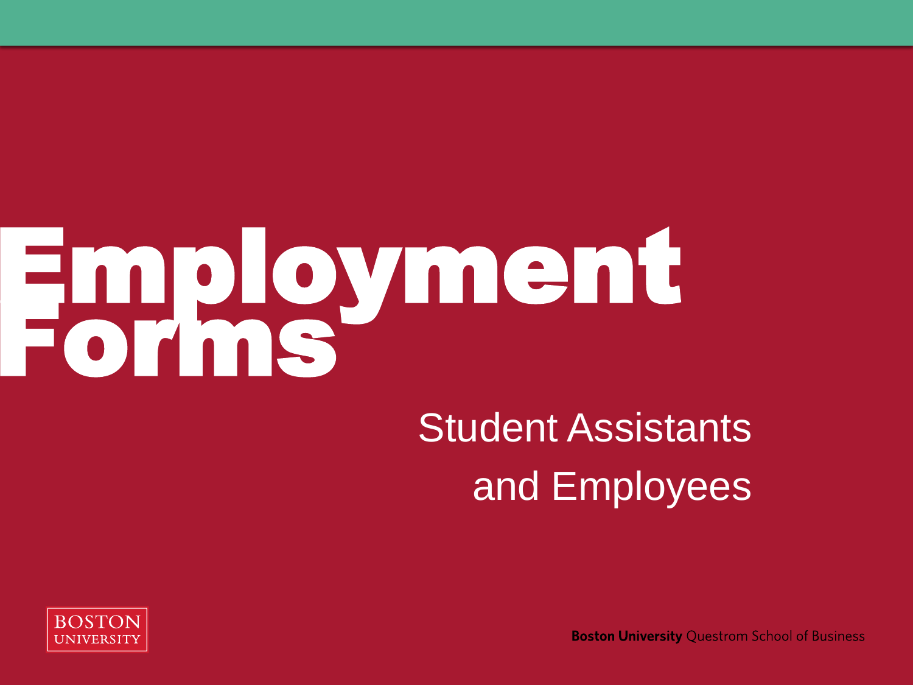# Employment Forms

## Student Assistants and Employees

BOSTON UNIVERSITY

**Boston University** Questrom School of Business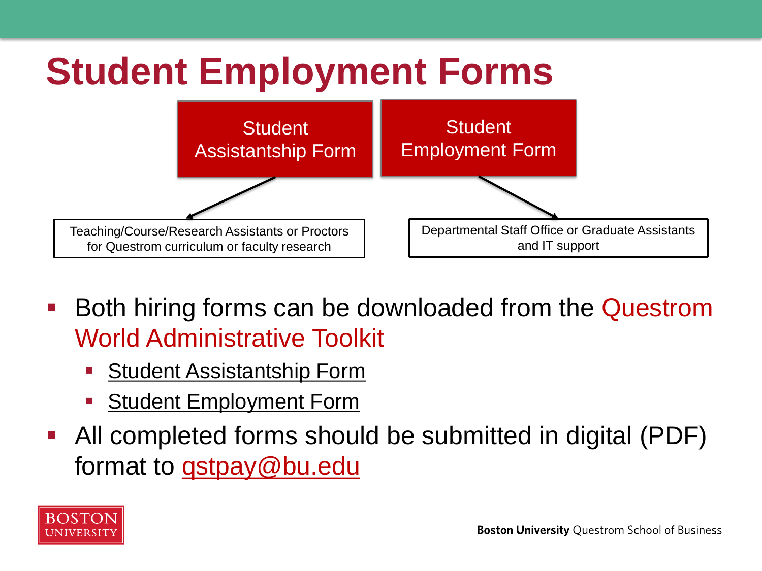# Student Employment Forms

**Student Assistantship Form** → Teaching/Course/Research Assistants or Proctors for Questrom curriculum or faculty research

**Student Employment Form** → Departmental Staff Office or Graduate Assistants and IT support

- Both hiring forms can be downloaded from the Questrom World Administrative Toolkit
  - Student Assistantship Form
  - Student Employment Form
- All completed forms should be submitted in digital (PDF) format to qstpay@bu.edu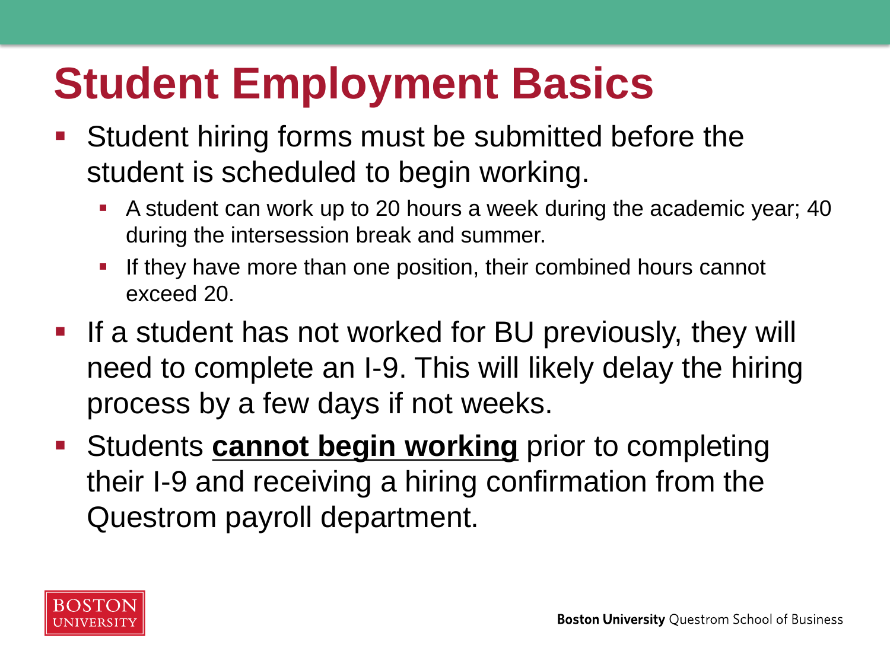# Student Employment Basics

- Student hiring forms must be submitted before the student is scheduled to begin working.
  - A student can work up to 20 hours a week during the academic year; 40 during the intersession break and summer.
  - If they have more than one position, their combined hours cannot exceed 20.
- If a student has not worked for BU previously, they will need to complete an I-9. This will likely delay the hiring process by a few days if not weeks.
- Students **<u>cannot begin working</u>** prior to completing their I-9 and receiving a hiring confirmation from the Questrom payroll department.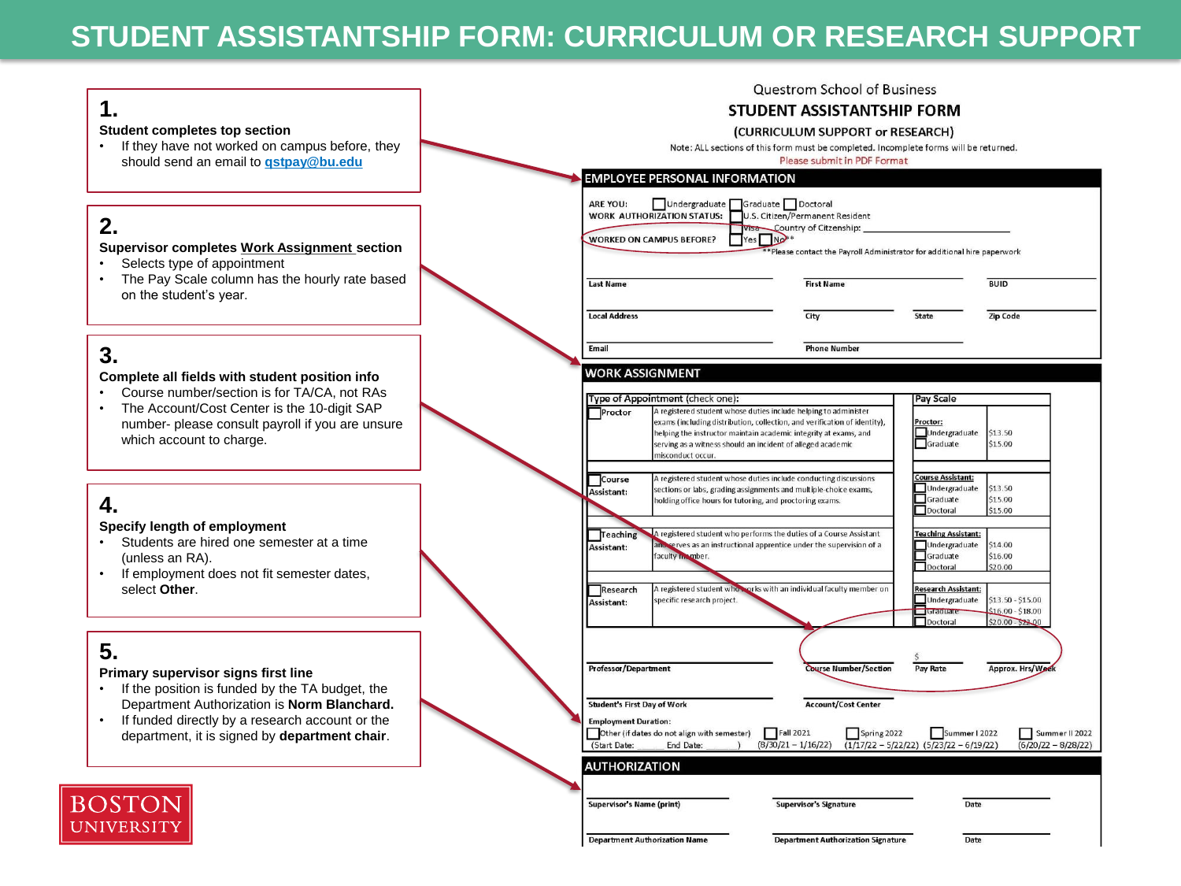# STUDENT ASSISTANTSHIP FORM: CURRICULUM OR RESEARCH SUPPORT

**1.**
**Student completes top section**
- If they have not worked on campus before, they should send an email to qstpay@bu.edu

**2.**
**Supervisor completes Work Assignment section**
- Selects type of appointment
- The Pay Scale column has the hourly rate based on the student's year.

**3.**
**Complete all fields with student position info**
- Course number/section is for TA/CA, not RAs
- The Account/Cost Center is the 10-digit SAP number- please consult payroll if you are unsure which account to charge.

**4.**
**Specify length of employment**
- Students are hired one semester at a time (unless an RA).
- If employment does not fit semester dates, select **Other**.

**5.**
**Primary supervisor signs first line**
- If the position is funded by the TA budget, the Department Authorization is **Norm Blanchard.**
- If funded directly by a research account or the department, it is signed by **department chair**.

BOSTON UNIVERSITY

---

Questrom School of Business

**STUDENT ASSISTANTSHIP FORM**

**(CURRICULUM SUPPORT or RESEARCH)**

Note: ALL sections of this form must be completed. Incomplete forms will be returned.

Please submit in PDF Format

## EMPLOYEE PERSONAL INFORMATION

ARE YOU: ☐ Undergraduate ☐ Graduate ☐ Doctoral

WORK AUTHORIZATION STATUS: ☐ U.S. Citizen/Permanent Resident ☐ Visa Country of Citizenship: ____________

WORKED ON CAMPUS BEFORE? ☐ Yes ☐ No**

**Please contact the Payroll Administrator for additional hire paperwork

Last Name | First Name | BUID

Local Address | City | State | Zip Code

Email | Phone Number

## WORK ASSIGNMENT

| Type of Appointment (check one): | | Pay Scale | |
|---|---|---|---|
| ☐ Proctor | A registered student whose duties include helping to administer exams (including distribution, collection, and verification of identity), helping the instructor maintain academic integrity at exams, and serving as a witness should an incident of alleged academic misconduct occur. | Proctor: ☐ Undergraduate ☐ Graduate | \$13.50 \$15.00 |
| ☐ Course Assistant: | A registered student whose duties include conducting discussions sections or labs, grading assignments and multiple-choice exams, holding office hours for tutoring, and proctoring exams. | Course Assistant: ☐ Undergraduate ☐ Graduate ☐ Doctoral | \$13.50 \$15.00 \$15.00 |
| ☐ Teaching Assistant: | A registered student who performs the duties of a Course Assistant and serves as an instructional apprentice under the supervision of a faculty member. | Teaching Assistant: ☐ Undergraduate ☐ Graduate ☐ Doctoral | \$14.00 \$16.00 \$20.00 |
| ☐ Research Assistant: | A registered student who works with an individual faculty member on specific research project. | Research Assistant: ☐ Undergraduate ☐ Graduate ☐ Doctoral | \$13.50 - \$15.00 \$16.00 - \$18.00 \$20.00 - \$22.00 |

Professor/Department | Course Number/Section | \$ Pay Rate | Approx. Hrs/Week

Student's First Day of Work | Account/Cost Center

Employment Duration:

☐ Other (if dates do not align with semester) (Start Date: ______ End Date: ______) ☐ Fall 2021 (8/30/21 – 1/16/22) ☐ Spring 2022 (1/17/22 – 5/22/22) ☐ Summer I 2022 (5/23/22 – 6/19/22) ☐ Summer II 2022 (6/20/22 – 8/28/22)

## AUTHORIZATION

Supervisor's Name (print) | Supervisor's Signature | Date

Department Authorization Name | Department Authorization Signature | Date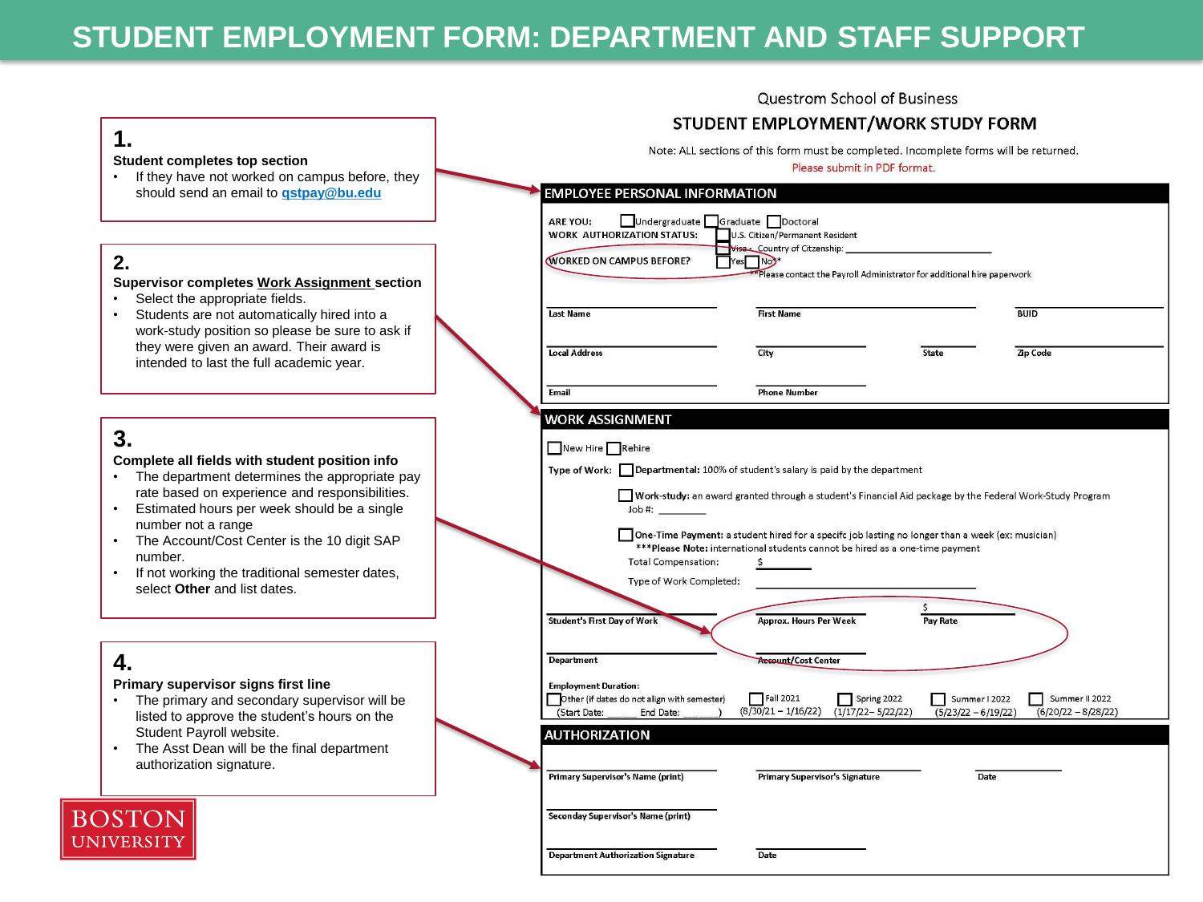# STUDENT EMPLOYMENT FORM: DEPARTMENT AND STAFF SUPPORT

**1.**

**Student completes top section**

- If they have not worked on campus before, they should send an email to qstpay@bu.edu

**2.**

**Supervisor completes Work Assignment section**

- Select the appropriate fields.
- Students are not automatically hired into a work-study position so please be sure to ask if they were given an award. Their award is intended to last the full academic year.

**3.**

**Complete all fields with student position info**

- The department determines the appropriate pay rate based on experience and responsibilities.
- Estimated hours per week should be a single number not a range
- The Account/Cost Center is the 10 digit SAP number.
- If not working the traditional semester dates, select **Other** and list dates.

**4.**

**Primary supervisor signs first line**

- The primary and secondary supervisor will be listed to approve the student's hours on the Student Payroll website.
- The Asst Dean will be the final department authorization signature.

BOSTON UNIVERSITY

Questrom School of Business

STUDENT EMPLOYMENT/WORK STUDY FORM

Note: ALL sections of this form must be completed. Incomplete forms will be returned.

Please submit in PDF format.

**EMPLOYEE PERSONAL INFORMATION**

ARE YOU: ☐ Undergraduate ☐ Graduate ☐ Doctoral

WORK AUTHORIZATION STATUS: ☐ U.S. Citizen/Permanent Resident ☐ Visa - Country of Citizenship: ____________

WORKED ON CAMPUS BEFORE? ☐ Yes ☐ No**

**Please contact the Payroll Administrator for additional hire paperwork

Last Name | First Name | BUID

Local Address | City | State | Zip Code

Email | Phone Number

**WORK ASSIGNMENT**

☐ New Hire ☐ Rehire

Type of Work: ☐ **Departmental:** 100% of student's salary is paid by the department

☐ **Work-study:** an award granted through a student's Financial Aid package by the Federal Work-Study Program

Job #: ________

☐ **One-Time Payment:** a student hired for a specifc job lasting no longer than a week (ex: musician)

***Please Note: international students cannot be hired as a one-time payment

Total Compensation: $ ________

Type of Work Completed: ____________

Student's First Day of Work | Approx. Hours Per Week | $ Pay Rate

Department | Account/Cost Center

Employment Duration:

☐ Other (if dates do not align with semester) (Start Date: ______ End Date: ______) ☐ Fall 2021 (8/30/21 – 1/16/22) ☐ Spring 2022 (1/17/22– 5/22/22) ☐ Summer I 2022 (5/23/22 – 6/19/22) ☐ Summer II 2022 (6/20/22 – 8/28/22)

**AUTHORIZATION**

Primary Supervisor's Name (print) | Primary Supervisor's Signature | Date

Seconday Supervisor's Name (print)

Department Authorization Signature | Date